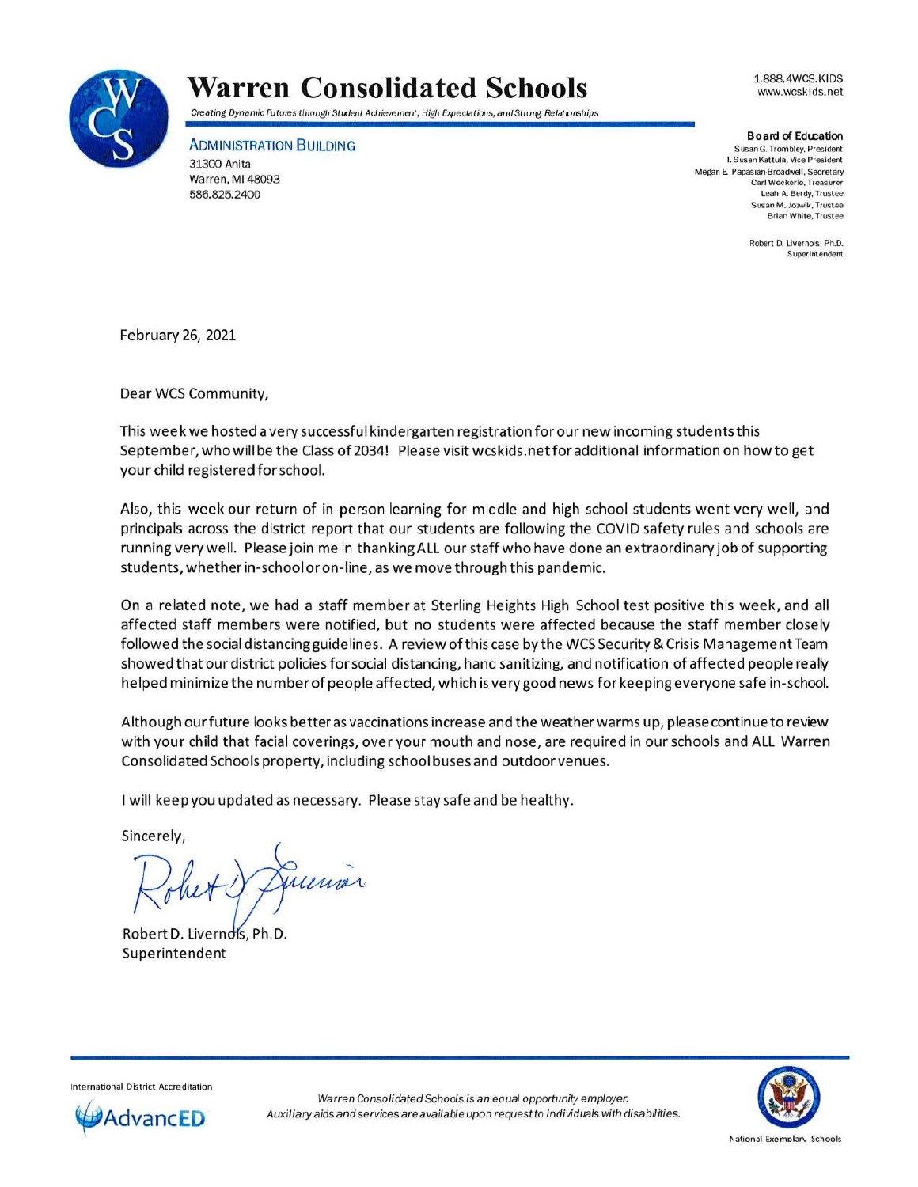# Warren Consolidated Schools

*Creating Dynamic Futures through Student Achievement, High Expectations, and Strong Relationships*

1.888.4WCS.KIDS
www.wcskids.net

ADMINISTRATION BUILDING
31300 Anita
Warren, MI 48093
586.825.2400

**Board of Education**
Susan G. Trombley, President
I. Susan Kattula, Vice President
Megan E. Papasian-Broadwell, Secretary
Carl Weckerle, Treasurer
Leah A. Berdy, Trustee
Susan M. Jozwik, Trustee
Brian White, Trustee

Robert D. Livernois, Ph.D.
Superintendent

February 26, 2021

Dear WCS Community,

This week we hosted a very successful kindergarten registration for our new incoming students this September, who will be the Class of 2034! Please visit wcskids.net for additional information on how to get your child registered for school.

Also, this week our return of in-person learning for middle and high school students went very well, and principals across the district report that our students are following the COVID safety rules and schools are running very well. Please join me in thanking ALL our staff who have done an extraordinary job of supporting students, whether in-school or on-line, as we move through this pandemic.

On a related note, we had a staff member at Sterling Heights High School test positive this week, and all affected staff members were notified, but no students were affected because the staff member closely followed the social distancing guidelines. A review of this case by the WCS Security & Crisis Management Team showed that our district policies for social distancing, hand sanitizing, and notification of affected people really helped minimize the number of people affected, which is very good news for keeping everyone safe in-school.

Although our future looks better as vaccinations increase and the weather warms up, please continue to review with your child that facial coverings, over your mouth and nose, are required in our schools and ALL Warren Consolidated Schools property, including school buses and outdoor venues.

I will keep you updated as necessary. Please stay safe and be healthy.

Sincerely,

Robert D. Livernois, Ph.D.
Superintendent

International District Accreditation
AdvancED

*Warren Consolidated Schools is an equal opportunity employer.*
*Auxiliary aids and services are available upon request to individuals with disabilities.*

National Exemplary Schools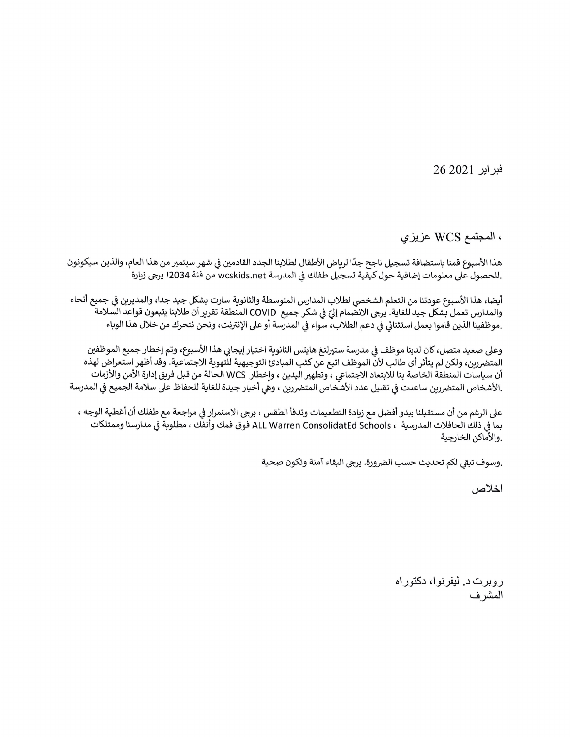26 فبراير 2021

عزيزي المجتمع WCS ،

هذا الأسبوع قمنا باستضافة تسجيل ناجح جدًا لرياض الأطفال لطلابنا الجدد القادمين في شهر سبتمبر من هذا العام، والذين سيكونون من فئة 2034! يرجى زيارة wcskids.net للحصول على معلومات إضافية حول كيفية تسجيل طفلك في المدرسة.

أيضا، هذا الأسبوع عودتنا من التعلم الشخصي لطلاب المدارس المتوسطة والثانوية سارت بشكل جيد جدا، والمديرين في جميع أنحاء والمدارس تعمل بشكل جيد للغاية. يرجى الانضمام إليّ في شكر جميع COVID المنطقة تقرير أن طلابنا يتبعون قواعد السلامة. موظفينا الذين قاموا بعمل استثنائي في دعم الطلاب، سواء في المدرسة أو على الإنترنت، ونحن نتحرك من خلال هذا الوباء.

وعلى صعيد متصل، كان لدينا موظف في مدرسة ستيرلنغ هايتس الثانوية اختبار إيجابي هذا الأسبوع، وتم إخطار جميع الموظفين المتضررين، ولكن لم يتأثر أي طالب لأن الموظف اتبع عن كثب المبادئ التوجيهية للتهوية الاجتماعية. وقد أظهر استعراض لهذه الحالة من قبل فريق إدارة الأمن والأزمات WCS أن سياسات المنطقة الخاصة بنا للابتعاد الاجتماعي ، وتطهير اليدين ، وإخطار الأشخاص المتضررين ساعدت في تقليل عدد الأشخاص المتضررين ، وهي أخبار جيدة للغاية للحفاظ على سلامة الجميع في المدرسة.

على الرغم من أن مستقبلنا يبدو أفضل مع زيادة التطعيمات وتدفأ الطقس ، يرجى الاستمرار في مراجعة مع طفلك أن أغطية الوجه ، فوق فمك وأنفك ، مطلوبة في مدارسنا وممتلكات ALL Warren ConsolidatEd Schools ، بما في ذلك الحافلات المدرسية والأماكن الخارجية.

وسوف تبقي لكم تحديث حسب الضرورة. يرجى البقاء آمنة وتكون صحية.

اخلاص

روبرت د. ليفرنوا، دكتوراه
المشرف